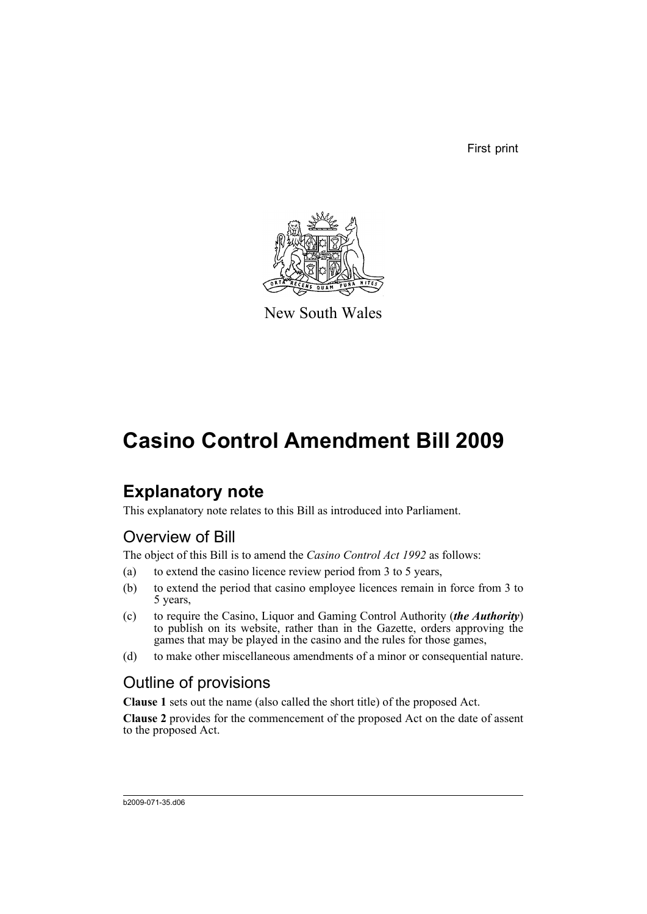First print

New South Wales

# Casino Control Amendment Bill 2009

## Explanatory note

This explanatory note relates to this Bill as introduced into Parliament.

### Overview of Bill

The object of this Bill is to amend the *Casino Control Act 1992* as follows:

(a) to extend the casino licence review period from 3 to 5 years,

(b) to extend the period that casino employee licences remain in force from 3 to 5 years,

(c) to require the Casino, Liquor and Gaming Control Authority (***the Authority***) to publish on its website, rather than in the Gazette, orders approving the games that may be played in the casino and the rules for those games,

(d) to make other miscellaneous amendments of a minor or consequential nature.

### Outline of provisions

**Clause 1** sets out the name (also called the short title) of the proposed Act.

**Clause 2** provides for the commencement of the proposed Act on the date of assent to the proposed Act.

b2009-071-35.d06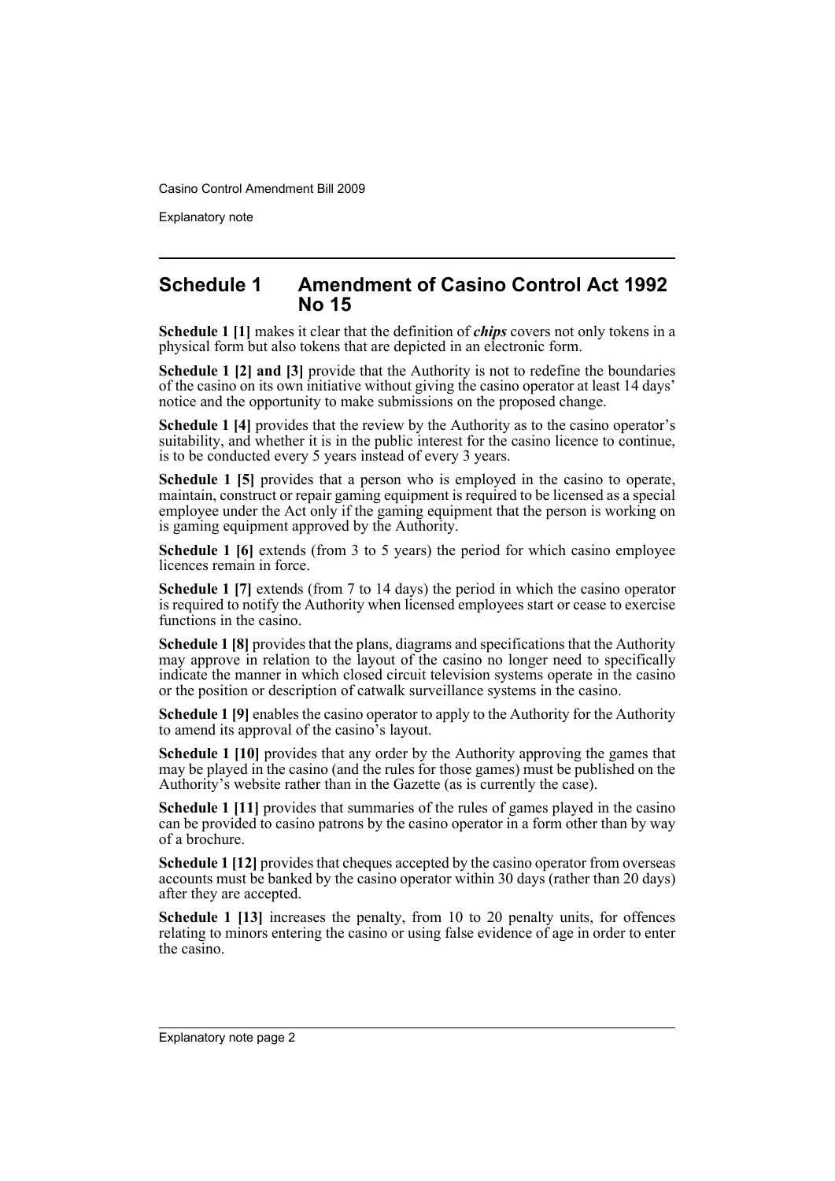## Schedule 1 Amendment of Casino Control Act 1992 No 15

**Schedule 1 [1]** makes it clear that the definition of ***chips*** covers not only tokens in a physical form but also tokens that are depicted in an electronic form.

**Schedule 1 [2] and [3]** provide that the Authority is not to redefine the boundaries of the casino on its own initiative without giving the casino operator at least 14 days' notice and the opportunity to make submissions on the proposed change.

**Schedule 1 [4]** provides that the review by the Authority as to the casino operator's suitability, and whether it is in the public interest for the casino licence to continue, is to be conducted every 5 years instead of every 3 years.

**Schedule 1 [5]** provides that a person who is employed in the casino to operate, maintain, construct or repair gaming equipment is required to be licensed as a special employee under the Act only if the gaming equipment that the person is working on is gaming equipment approved by the Authority.

**Schedule 1 [6]** extends (from 3 to 5 years) the period for which casino employee licences remain in force.

**Schedule 1 [7]** extends (from 7 to 14 days) the period in which the casino operator is required to notify the Authority when licensed employees start or cease to exercise functions in the casino.

**Schedule 1 [8]** provides that the plans, diagrams and specifications that the Authority may approve in relation to the layout of the casino no longer need to specifically indicate the manner in which closed circuit television systems operate in the casino or the position or description of catwalk surveillance systems in the casino.

**Schedule 1 [9]** enables the casino operator to apply to the Authority for the Authority to amend its approval of the casino's layout.

**Schedule 1 [10]** provides that any order by the Authority approving the games that may be played in the casino (and the rules for those games) must be published on the Authority's website rather than in the Gazette (as is currently the case).

**Schedule 1 [11]** provides that summaries of the rules of games played in the casino can be provided to casino patrons by the casino operator in a form other than by way of a brochure.

**Schedule 1 [12]** provides that cheques accepted by the casino operator from overseas accounts must be banked by the casino operator within 30 days (rather than 20 days) after they are accepted.

**Schedule 1 [13]** increases the penalty, from 10 to 20 penalty units, for offences relating to minors entering the casino or using false evidence of age in order to enter the casino.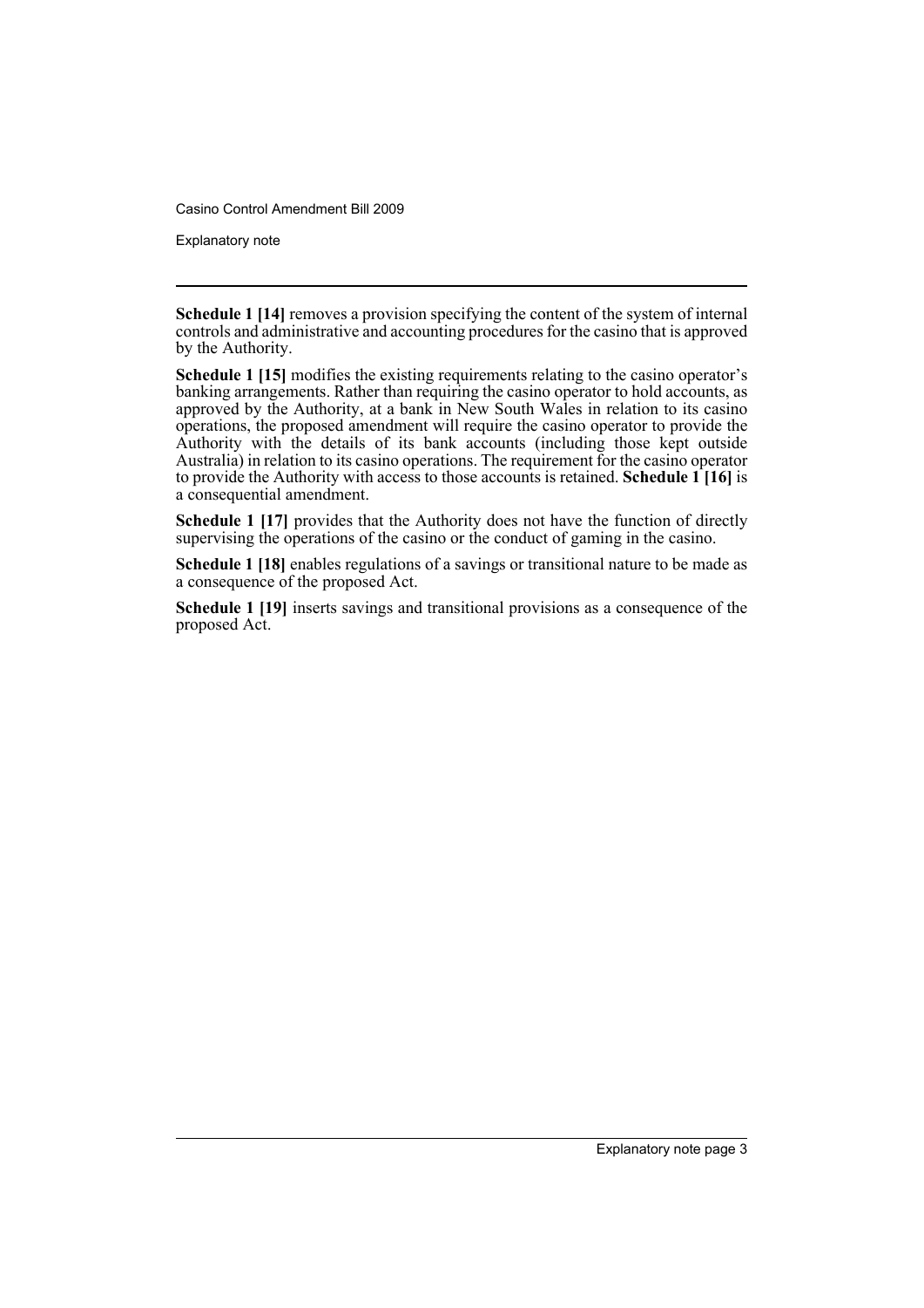**Schedule 1 [14]** removes a provision specifying the content of the system of internal controls and administrative and accounting procedures for the casino that is approved by the Authority.

**Schedule 1 [15]** modifies the existing requirements relating to the casino operator's banking arrangements. Rather than requiring the casino operator to hold accounts, as approved by the Authority, at a bank in New South Wales in relation to its casino operations, the proposed amendment will require the casino operator to provide the Authority with the details of its bank accounts (including those kept outside Australia) in relation to its casino operations. The requirement for the casino operator to provide the Authority with access to those accounts is retained. **Schedule 1 [16]** is a consequential amendment.

**Schedule 1 [17]** provides that the Authority does not have the function of directly supervising the operations of the casino or the conduct of gaming in the casino.

**Schedule 1 [18]** enables regulations of a savings or transitional nature to be made as a consequence of the proposed Act.

**Schedule 1 [19]** inserts savings and transitional provisions as a consequence of the proposed Act.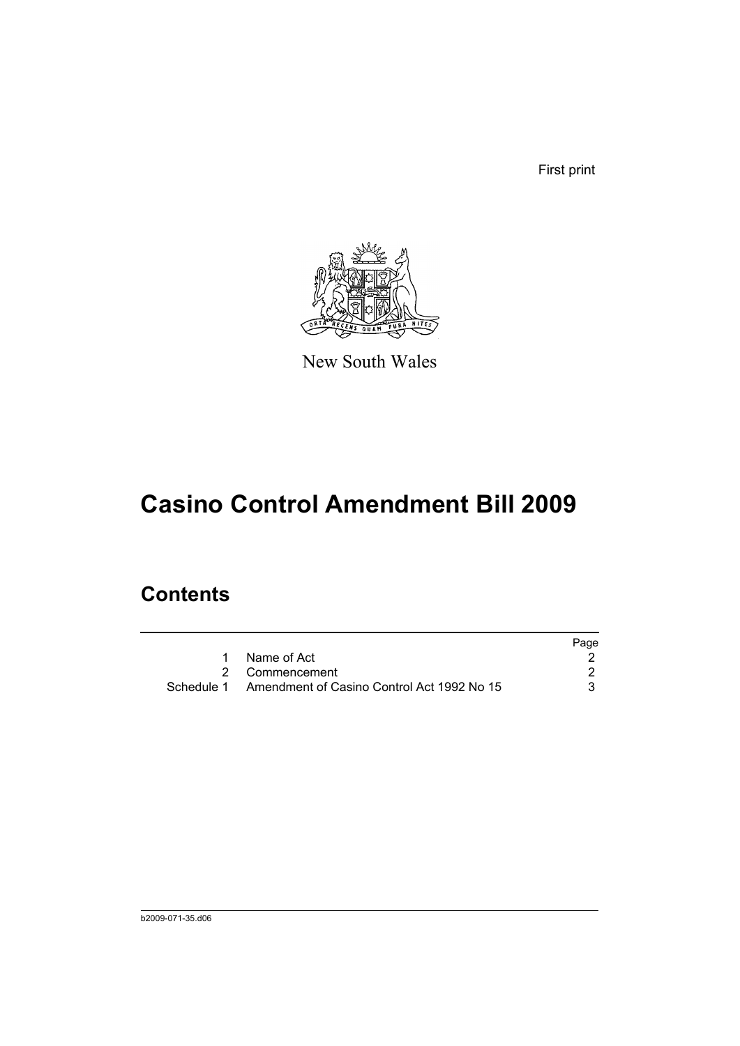First print

New South Wales

# Casino Control Amendment Bill 2009

## Contents

| | | Page |
|---|---|---|
| 1 | Name of Act | 2 |
| 2 | Commencement | 2 |
| Schedule 1 | Amendment of Casino Control Act 1992 No 15 | 3 |

b2009-071-35.d06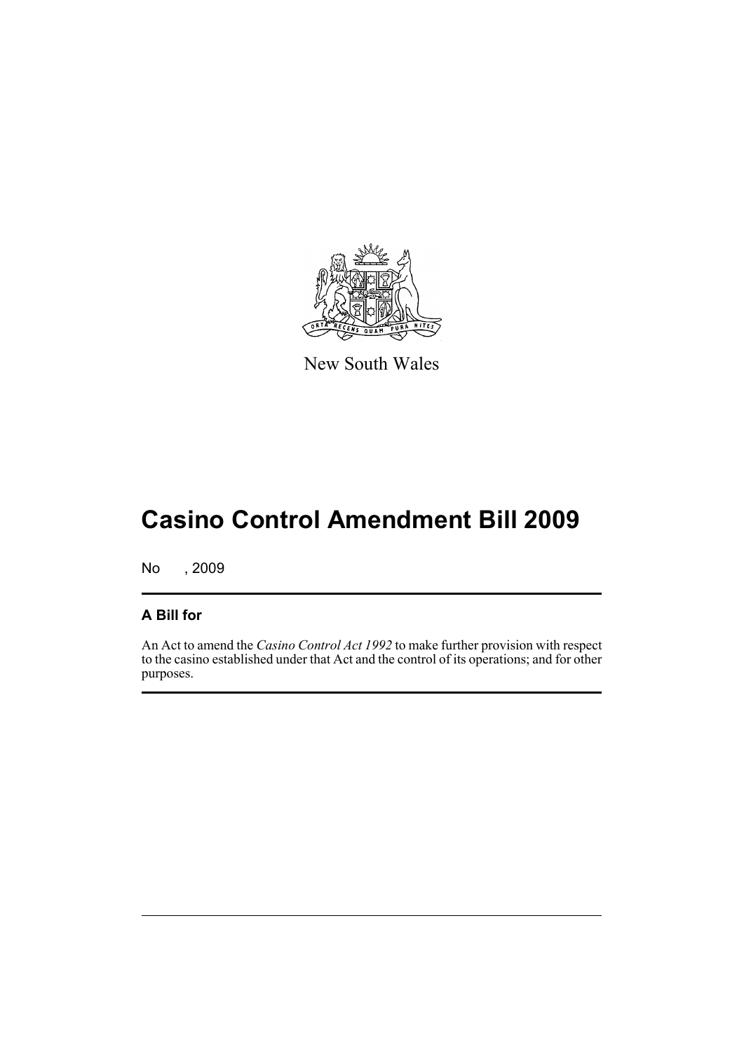New South Wales

# Casino Control Amendment Bill 2009

No , 2009

## A Bill for

An Act to amend the *Casino Control Act 1992* to make further provision with respect to the casino established under that Act and the control of its operations; and for other purposes.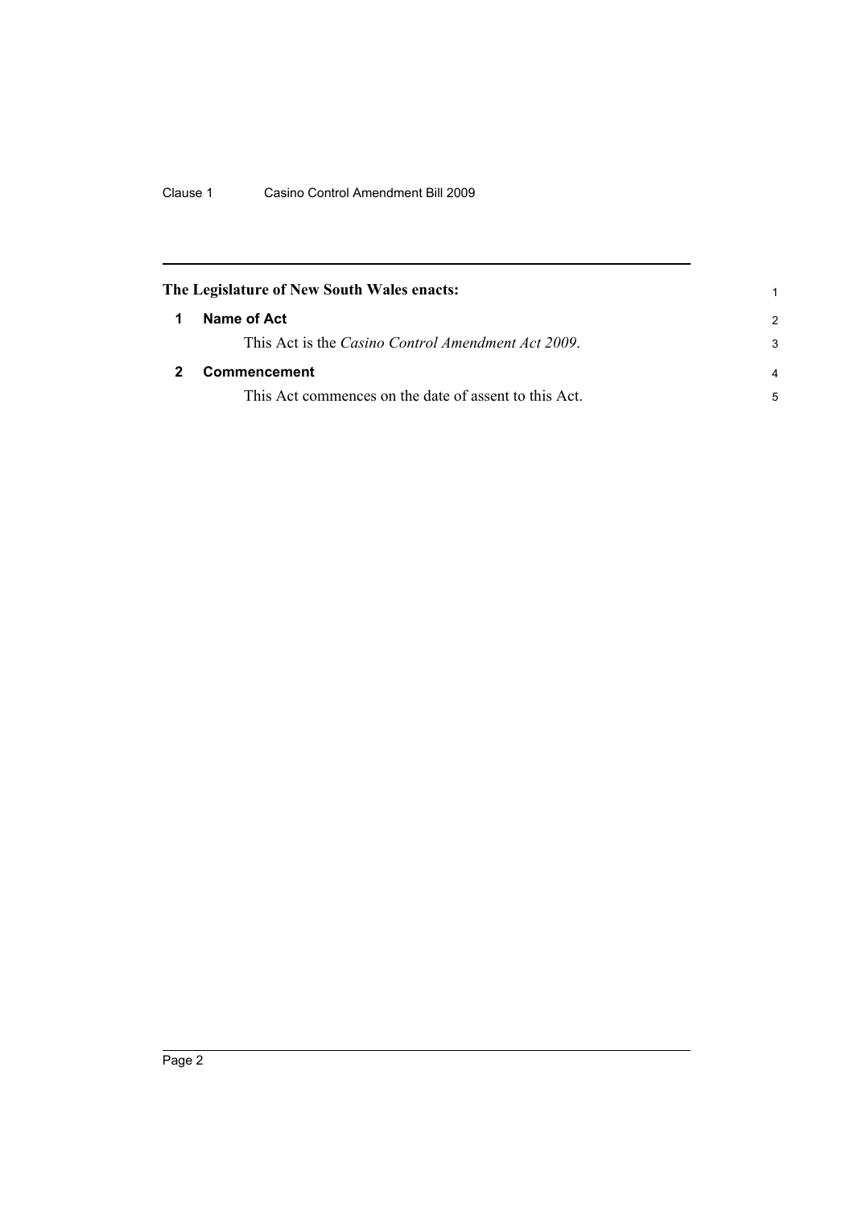**The Legislature of New South Wales enacts:**

## 1 Name of Act

This Act is the *Casino Control Amendment Act 2009*.

## 2 Commencement

This Act commences on the date of assent to this Act.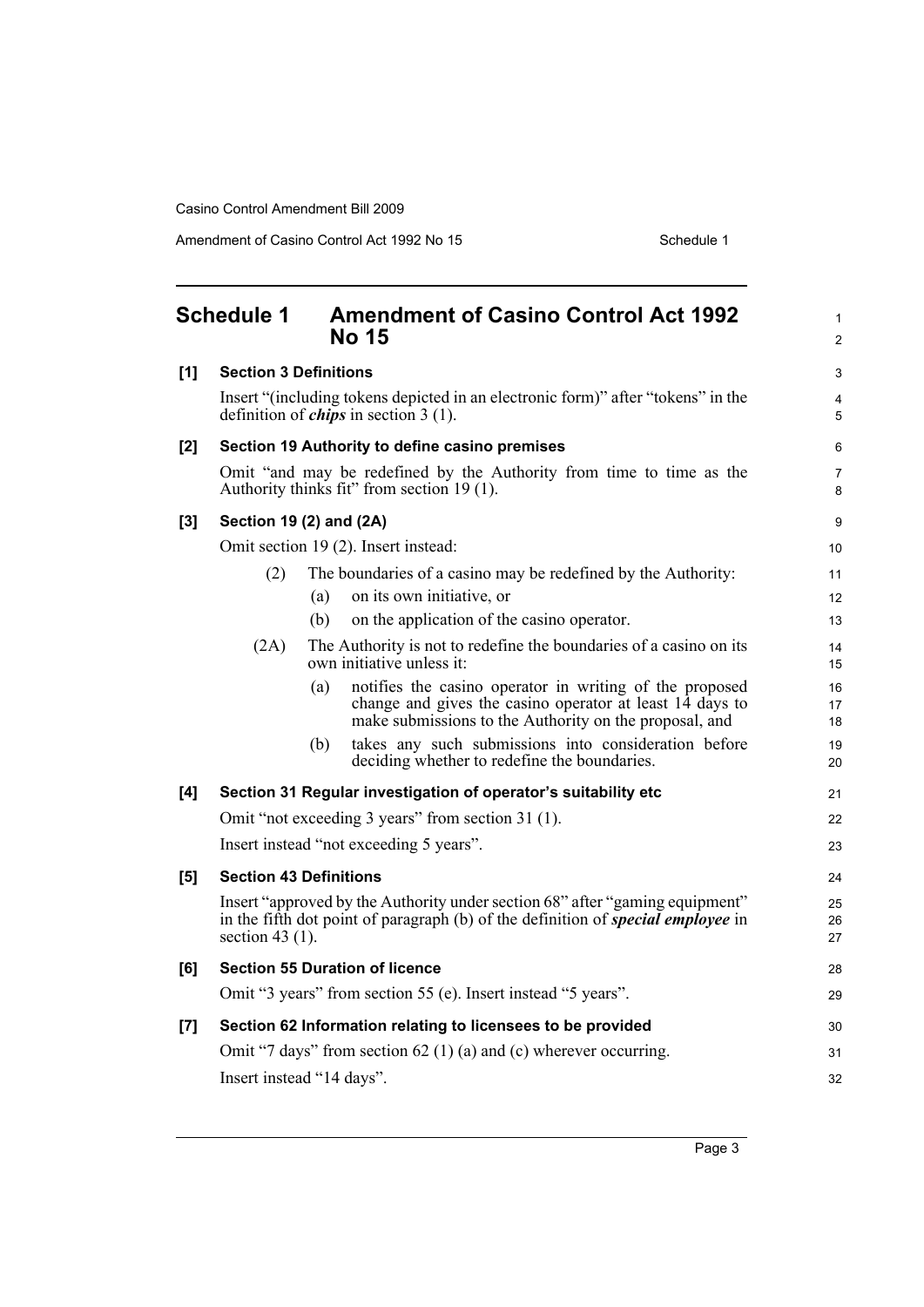## Schedule 1 Amendment of Casino Control Act 1992 No 15

**[1] Section 3 Definitions**

Insert "(including tokens depicted in an electronic form)" after "tokens" in the definition of ***chips*** in section 3 (1).

**[2] Section 19 Authority to define casino premises**

Omit "and may be redefined by the Authority from time to time as the Authority thinks fit" from section 19 (1).

**[3] Section 19 (2) and (2A)**

Omit section 19 (2). Insert instead:

(2) The boundaries of a casino may be redefined by the Authority:

(a) on its own initiative, or

(b) on the application of the casino operator.

(2A) The Authority is not to redefine the boundaries of a casino on its own initiative unless it:

(a) notifies the casino operator in writing of the proposed change and gives the casino operator at least 14 days to make submissions to the Authority on the proposal, and

(b) takes any such submissions into consideration before deciding whether to redefine the boundaries.

**[4] Section 31 Regular investigation of operator's suitability etc**

Omit "not exceeding 3 years" from section 31 (1).

Insert instead "not exceeding 5 years".

**[5] Section 43 Definitions**

Insert "approved by the Authority under section 68" after "gaming equipment" in the fifth dot point of paragraph (b) of the definition of ***special employee*** in section 43 (1).

**[6] Section 55 Duration of licence**

Omit "3 years" from section 55 (e). Insert instead "5 years".

**[7] Section 62 Information relating to licensees to be provided**

Omit "7 days" from section 62 (1) (a) and (c) wherever occurring.

Insert instead "14 days".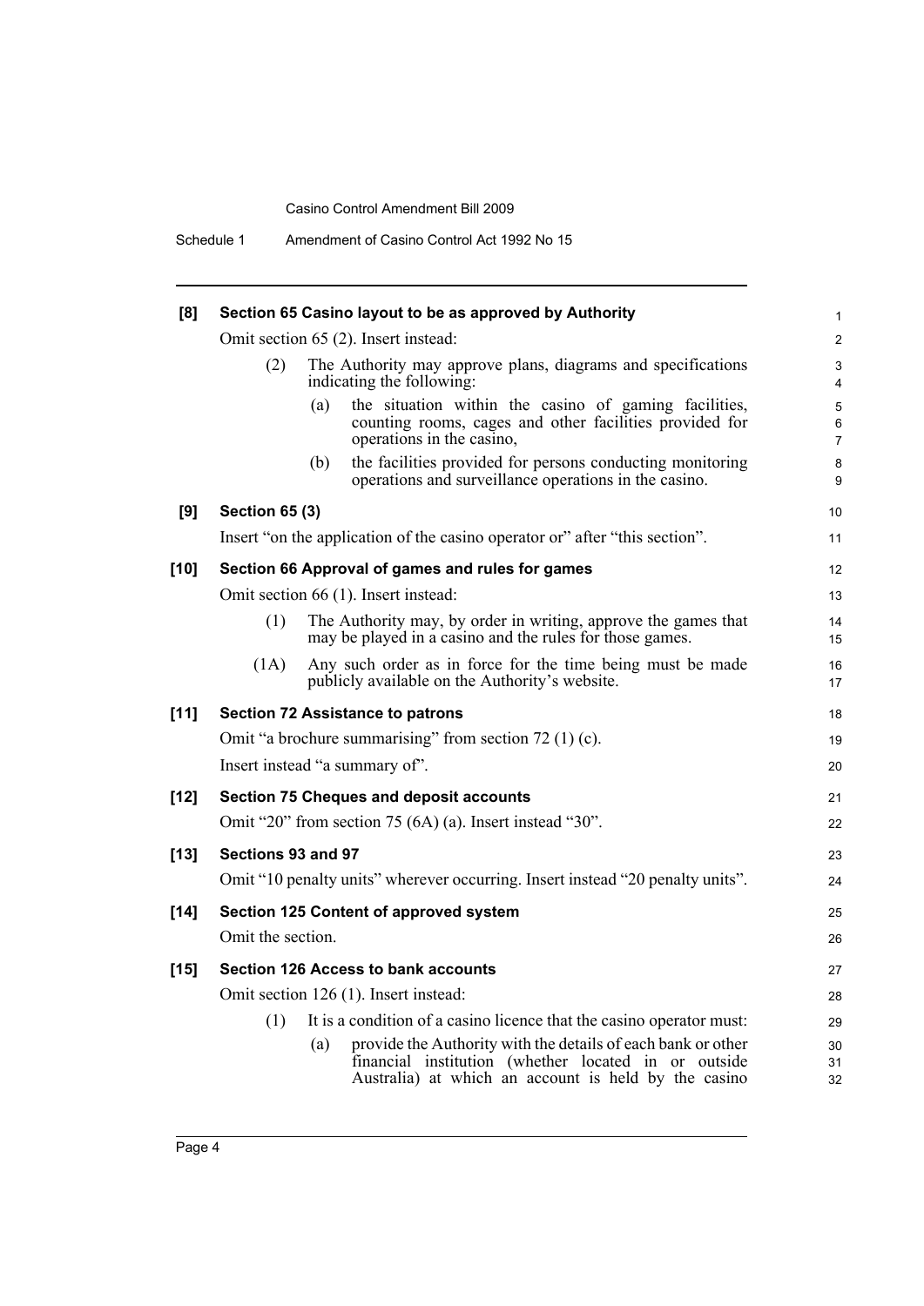**[8] Section 65 Casino layout to be as approved by Authority**

Omit section 65 (2). Insert instead:

(2) The Authority may approve plans, diagrams and specifications indicating the following:

(a) the situation within the casino of gaming facilities, counting rooms, cages and other facilities provided for operations in the casino,

(b) the facilities provided for persons conducting monitoring operations and surveillance operations in the casino.

**[9] Section 65 (3)**

Insert "on the application of the casino operator or" after "this section".

**[10] Section 66 Approval of games and rules for games**

Omit section 66 (1). Insert instead:

(1) The Authority may, by order in writing, approve the games that may be played in a casino and the rules for those games.

(1A) Any such order as in force for the time being must be made publicly available on the Authority's website.

**[11] Section 72 Assistance to patrons**

Omit "a brochure summarising" from section 72 (1) (c).

Insert instead "a summary of".

**[12] Section 75 Cheques and deposit accounts**

Omit "20" from section 75 (6A) (a). Insert instead "30".

**[13] Sections 93 and 97**

Omit "10 penalty units" wherever occurring. Insert instead "20 penalty units".

**[14] Section 125 Content of approved system**

Omit the section.

**[15] Section 126 Access to bank accounts**

Omit section 126 (1). Insert instead:

(1) It is a condition of a casino licence that the casino operator must:

(a) provide the Authority with the details of each bank or other financial institution (whether located in or outside Australia) at which an account is held by the casino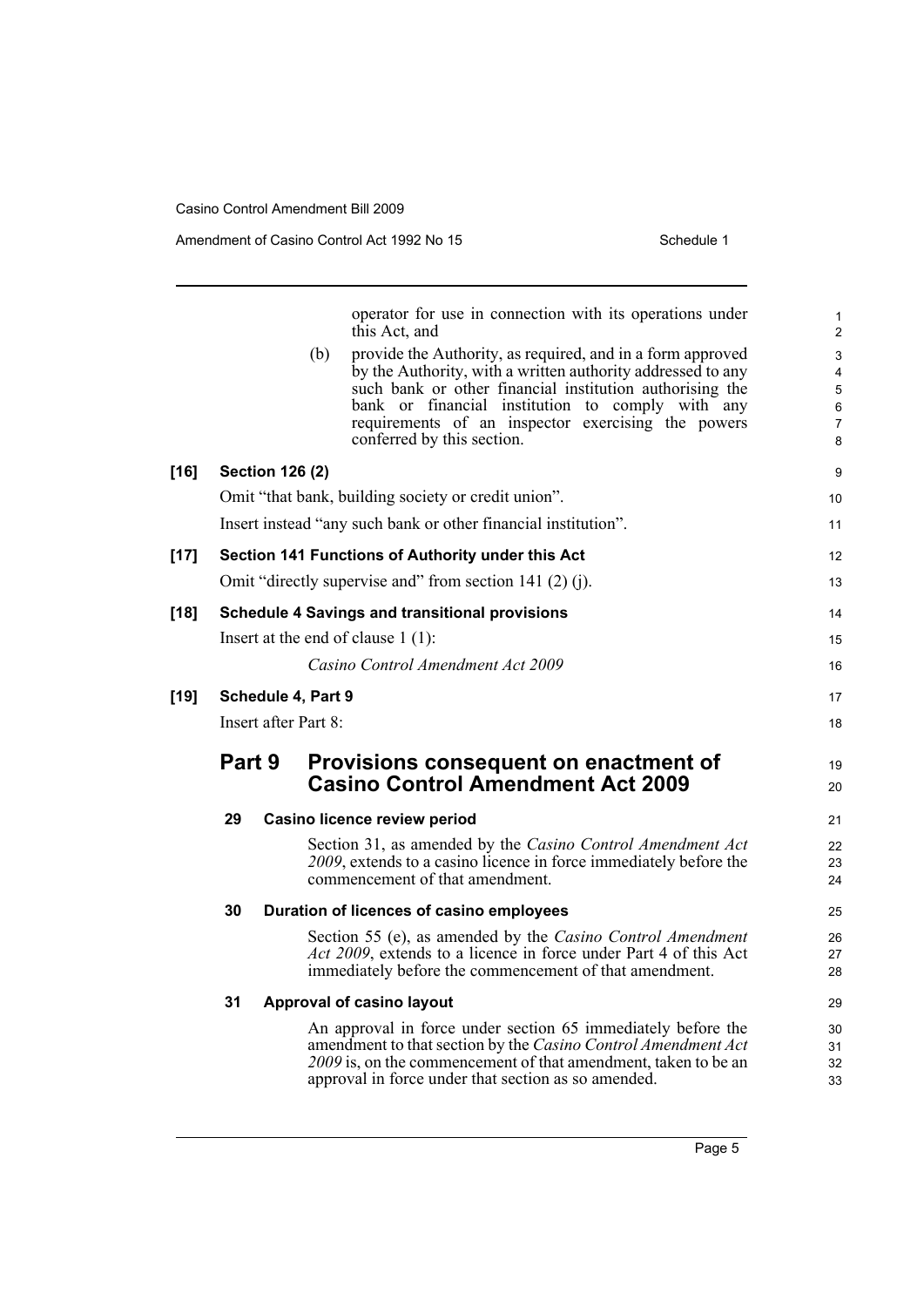operator for use in connection with its operations under this Act, and

(b) provide the Authority, as required, and in a form approved by the Authority, with a written authority addressed to any such bank or other financial institution authorising the bank or financial institution to comply with any requirements of an inspector exercising the powers conferred by this section.

**[16] Section 126 (2)**

Omit "that bank, building society or credit union".

Insert instead "any such bank or other financial institution".

**[17] Section 141 Functions of Authority under this Act**

Omit "directly supervise and" from section 141 (2) (j).

**[18] Schedule 4 Savings and transitional provisions**

Insert at the end of clause 1 (1):

*Casino Control Amendment Act 2009*

**[19] Schedule 4, Part 9**

Insert after Part 8:

## Part 9 Provisions consequent on enactment of Casino Control Amendment Act 2009

### 29 Casino licence review period

Section 31, as amended by the *Casino Control Amendment Act 2009*, extends to a casino licence in force immediately before the commencement of that amendment.

### 30 Duration of licences of casino employees

Section 55 (e), as amended by the *Casino Control Amendment Act 2009*, extends to a licence in force under Part 4 of this Act immediately before the commencement of that amendment.

### 31 Approval of casino layout

An approval in force under section 65 immediately before the amendment to that section by the *Casino Control Amendment Act 2009* is, on the commencement of that amendment, taken to be an approval in force under that section as so amended.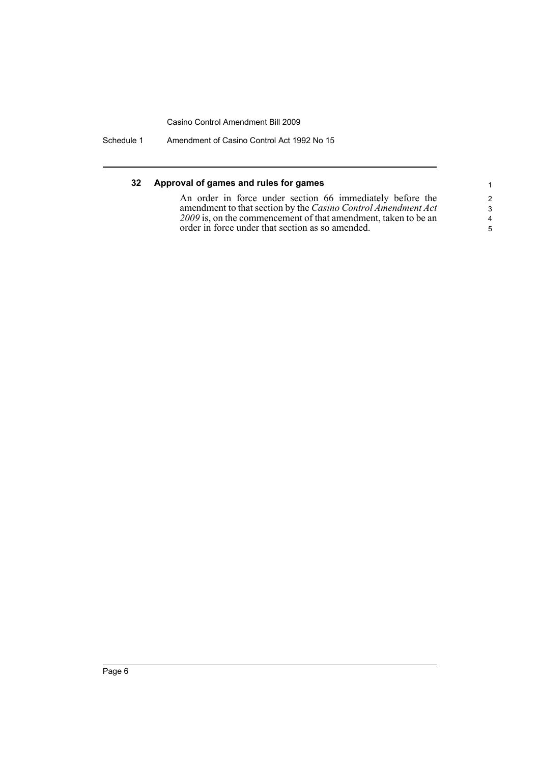### 32 Approval of games and rules for games

An order in force under section 66 immediately before the amendment to that section by the *Casino Control Amendment Act 2009* is, on the commencement of that amendment, taken to be an order in force under that section as so amended.